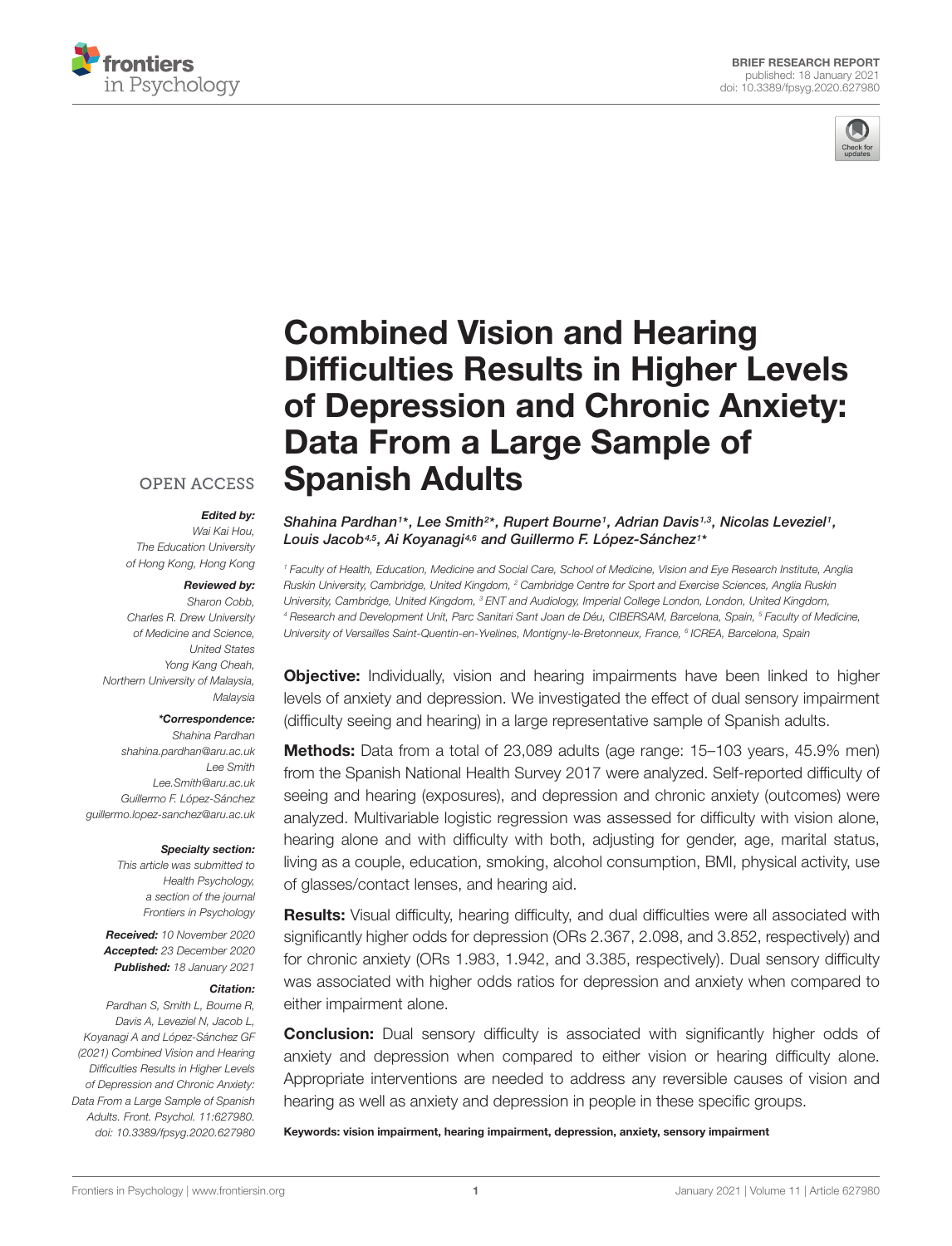BRIEF RESEARCH REPORT
published: 18 January 2021
doi: 10.3389/fpsyg.2020.627980

# Combined Vision and Hearing Difficulties Results in Higher Levels of Depression and Chronic Anxiety: Data From a Large Sample of Spanish Adults

*Shahina Pardhan[1]\*, Lee Smith[2]\*, Rupert Bourne[1], Adrian Davis[1,3], Nicolas Leveziel[1], Louis Jacob[4,5], Ai Koyanagi[4,6] and Guillermo F. López-Sánchez[1]\**

[1] Faculty of Health, Education, Medicine and Social Care, School of Medicine, Vision and Eye Research Institute, Anglia Ruskin University, Cambridge, United Kingdom, [2] Cambridge Centre for Sport and Exercise Sciences, Anglia Ruskin University, Cambridge, United Kingdom, [3] ENT and Audiology, Imperial College London, London, United Kingdom, [4] Research and Development Unit, Parc Sanitari Sant Joan de Déu, CIBERSAM, Barcelona, Spain, [5] Faculty of Medicine, University of Versailles Saint-Quentin-en-Yvelines, Montigny-le-Bretonneux, France, [6] ICREA, Barcelona, Spain

OPEN ACCESS

***Edited by:***
*Wai Kai Hou,*
*The Education University of Hong Kong, Hong Kong*

***Reviewed by:***
*Sharon Cobb,*
*Charles R. Drew University of Medicine and Science, United States*
*Yong Kang Cheah,*
*Northern University of Malaysia, Malaysia*

***\*Correspondence:***
*Shahina Pardhan*
*shahina.pardhan@aru.ac.uk*
*Lee Smith*
*Lee.Smith@aru.ac.uk*
*Guillermo F. López-Sánchez*
*guillermo.lopez-sanchez@aru.ac.uk*

***Specialty section:***
*This article was submitted to Health Psychology, a section of the journal Frontiers in Psychology*

***Received:*** *10 November 2020*
***Accepted:*** *23 December 2020*
***Published:*** *18 January 2021*

***Citation:***
*Pardhan S, Smith L, Bourne R, Davis A, Leveziel N, Jacob L, Koyanagi A and López-Sánchez GF (2021) Combined Vision and Hearing Difficulties Results in Higher Levels of Depression and Chronic Anxiety: Data From a Large Sample of Spanish Adults. Front. Psychol. 11:627980. doi: 10.3389/fpsyg.2020.627980*

**Objective:** Individually, vision and hearing impairments have been linked to higher levels of anxiety and depression. We investigated the effect of dual sensory impairment (difficulty seeing and hearing) in a large representative sample of Spanish adults.

**Methods:** Data from a total of 23,089 adults (age range: 15–103 years, 45.9% men) from the Spanish National Health Survey 2017 were analyzed. Self-reported difficulty of seeing and hearing (exposures), and depression and chronic anxiety (outcomes) were analyzed. Multivariable logistic regression was assessed for difficulty with vision alone, hearing alone and with difficulty with both, adjusting for gender, age, marital status, living as a couple, education, smoking, alcohol consumption, BMI, physical activity, use of glasses/contact lenses, and hearing aid.

**Results:** Visual difficulty, hearing difficulty, and dual difficulties were all associated with significantly higher odds for depression (ORs 2.367, 2.098, and 3.852, respectively) and for chronic anxiety (ORs 1.983, 1.942, and 3.385, respectively). Dual sensory difficulty was associated with higher odds ratios for depression and anxiety when compared to either impairment alone.

**Conclusion:** Dual sensory difficulty is associated with significantly higher odds of anxiety and depression when compared to either vision or hearing difficulty alone. Appropriate interventions are needed to address any reversible causes of vision and hearing as well as anxiety and depression in people in these specific groups.

**Keywords: vision impairment, hearing impairment, depression, anxiety, sensory impairment**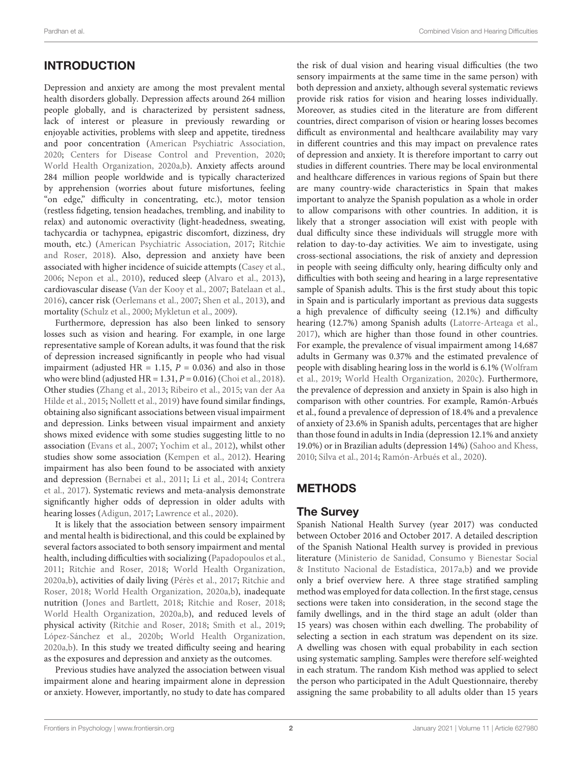## INTRODUCTION

Depression and anxiety are among the most prevalent mental health disorders globally. Depression affects around 264 million people globally, and is characterized by persistent sadness, lack of interest or pleasure in previously rewarding or enjoyable activities, problems with sleep and appetite, tiredness and poor concentration (American Psychiatric Association, 2020; Centers for Disease Control and Prevention, 2020; World Health Organization, 2020a,b). Anxiety affects around 284 million people worldwide and is typically characterized by apprehension (worries about future misfortunes, feeling "on edge," difficulty in concentrating, etc.), motor tension (restless fidgeting, tension headaches, trembling, and inability to relax) and autonomic overactivity (light-headedness, sweating, tachycardia or tachypnea, epigastric discomfort, dizziness, dry mouth, etc.) (American Psychiatric Association, 2017; Ritchie and Roser, 2018). Also, depression and anxiety have been associated with higher incidence of suicide attempts (Casey et al., 2006; Nepon et al., 2010), reduced sleep (Alvaro et al., 2013), cardiovascular disease (Van der Kooy et al., 2007; Batelaan et al., 2016), cancer risk (Oerlemans et al., 2007; Shen et al., 2013), and mortality (Schulz et al., 2000; Mykletun et al., 2009).

Furthermore, depression has also been linked to sensory losses such as vision and hearing. For example, in one large representative sample of Korean adults, it was found that the risk of depression increased significantly in people who had visual impairment (adjusted HR = 1.15, $P = 0.036$) and also in those who were blind (adjusted HR = 1.31, $P = 0.016$) (Choi et al., 2018). Other studies (Zhang et al., 2013; Ribeiro et al., 2015; van der Aa Hilde et al., 2015; Nollett et al., 2019) have found similar findings, obtaining also significant associations between visual impairment and depression. Links between visual impairment and anxiety shows mixed evidence with some studies suggesting little to no association (Evans et al., 2007; Yochim et al., 2012), whilst other studies show some association (Kempen et al., 2012). Hearing impairment has also been found to be associated with anxiety and depression (Bernabei et al., 2011; Li et al., 2014; Contrera et al., 2017). Systematic reviews and meta-analysis demonstrate significantly higher odds of depression in older adults with hearing losses (Adigun, 2017; Lawrence et al., 2020).

It is likely that the association between sensory impairment and mental health is bidirectional, and this could be explained by several factors associated to both sensory impairment and mental health, including difficulties with socializing (Papadopoulos et al., 2011; Ritchie and Roser, 2018; World Health Organization, 2020a,b), activities of daily living (Pérès et al., 2017; Ritchie and Roser, 2018; World Health Organization, 2020a,b), inadequate nutrition (Jones and Bartlett, 2018; Ritchie and Roser, 2018; World Health Organization, 2020a,b), and reduced levels of physical activity (Ritchie and Roser, 2018; Smith et al., 2019; López-Sánchez et al., 2020b; World Health Organization, 2020a,b). In this study we treated difficulty seeing and hearing as the exposures and depression and anxiety as the outcomes.

Previous studies have analyzed the association between visual impairment alone and hearing impairment alone in depression or anxiety. However, importantly, no study to date has compared the risk of dual vision and hearing visual difficulties (the two sensory impairments at the same time in the same person) with both depression and anxiety, although several systematic reviews provide risk ratios for vision and hearing losses individually. Moreover, as studies cited in the literature are from different countries, direct comparison of vision or hearing losses becomes difficult as environmental and healthcare availability may vary in different countries and this may impact on prevalence rates of depression and anxiety. It is therefore important to carry out studies in different countries. There may be local environmental and healthcare differences in various regions of Spain but there are many country-wide characteristics in Spain that makes important to analyze the Spanish population as a whole in order to allow comparisons with other countries. In addition, it is likely that a stronger association will exist with people with dual difficulty since these individuals will struggle more with relation to day-to-day activities. We aim to investigate, using cross-sectional associations, the risk of anxiety and depression in people with seeing difficulty only, hearing difficulty only and difficulties with both seeing and hearing in a large representative sample of Spanish adults. This is the first study about this topic in Spain and is particularly important as previous data suggests a high prevalence of difficulty seeing (12.1%) and difficulty hearing (12.7%) among Spanish adults (Latorre-Arteaga et al., 2017), which are higher than those found in other countries. For example, the prevalence of visual impairment among 14,687 adults in Germany was 0.37% and the estimated prevalence of people with disabling hearing loss in the world is 6.1% (Wolfram et al., 2019; World Health Organization, 2020c). Furthermore, the prevalence of depression and anxiety in Spain is also high in comparison with other countries. For example, Ramón-Arbués et al., found a prevalence of depression of 18.4% and a prevalence of anxiety of 23.6% in Spanish adults, percentages that are higher than those found in adults in India (depression 12.1% and anxiety 19.0%) or in Brazilian adults (depression 14%) (Sahoo and Khess, 2010; Silva et al., 2014; Ramón-Arbués et al., 2020).

## METHODS

### The Survey

Spanish National Health Survey (year 2017) was conducted between October 2016 and October 2017. A detailed description of the Spanish National Health survey is provided in previous literature (Ministerio de Sanidad, Consumo y Bienestar Social & Instituto Nacional de Estadística, 2017a,b) and we provide only a brief overview here. A three stage stratified sampling method was employed for data collection. In the first stage, census sections were taken into consideration, in the second stage the family dwellings, and in the third stage an adult (older than 15 years) was chosen within each dwelling. The probability of selecting a section in each stratum was dependent on its size. A dwelling was chosen with equal probability in each section using systematic sampling. Samples were therefore self-weighted in each stratum. The random Kish method was applied to select the person who participated in the Adult Questionnaire, thereby assigning the same probability to all adults older than 15 years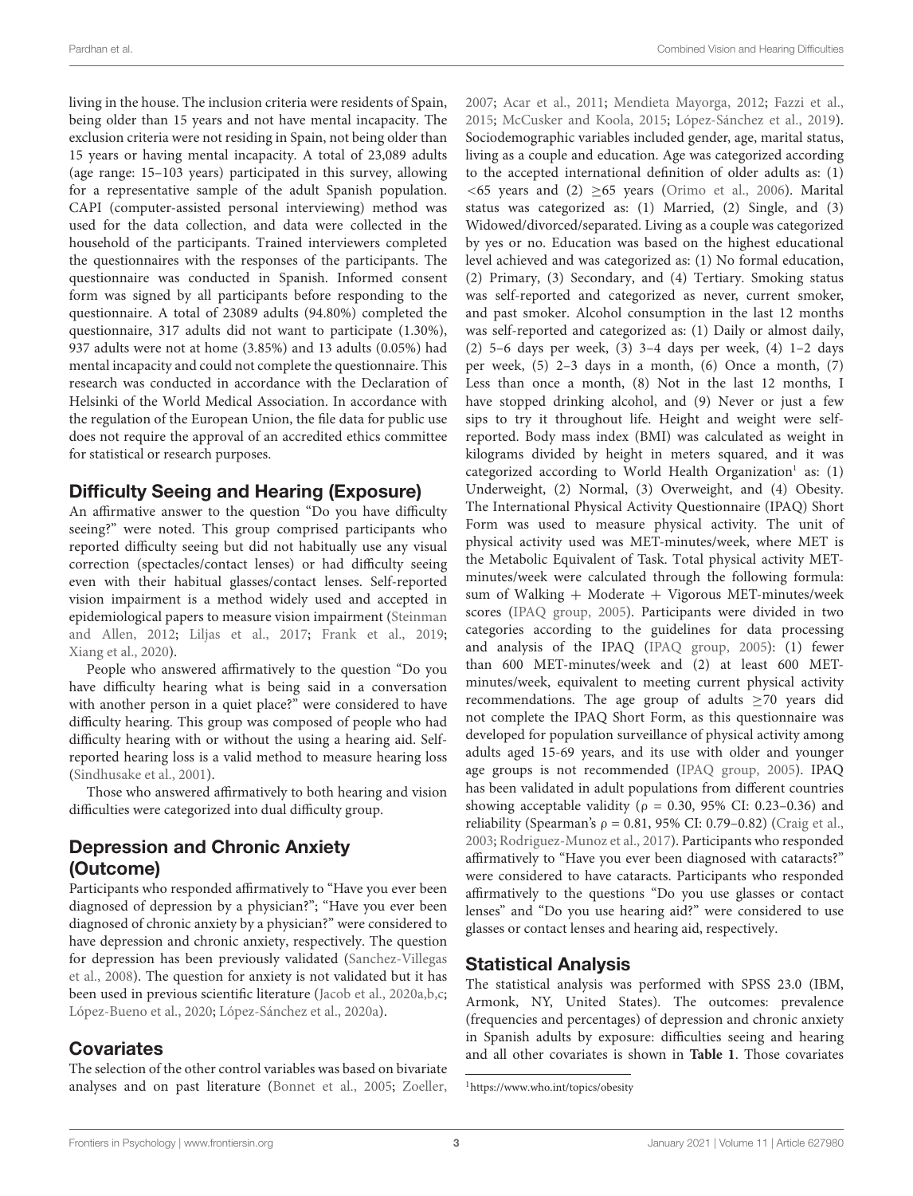living in the house. The inclusion criteria were residents of Spain, being older than 15 years and not have mental incapacity. The exclusion criteria were not residing in Spain, not being older than 15 years or having mental incapacity. A total of 23,089 adults (age range: 15–103 years) participated in this survey, allowing for a representative sample of the adult Spanish population. CAPI (computer-assisted personal interviewing) method was used for the data collection, and data were collected in the household of the participants. Trained interviewers completed the questionnaires with the responses of the participants. The questionnaire was conducted in Spanish. Informed consent form was signed by all participants before responding to the questionnaire. A total of 23089 adults (94.80%) completed the questionnaire, 317 adults did not want to participate (1.30%), 937 adults were not at home (3.85%) and 13 adults (0.05%) had mental incapacity and could not complete the questionnaire. This research was conducted in accordance with the Declaration of Helsinki of the World Medical Association. In accordance with the regulation of the European Union, the file data for public use does not require the approval of an accredited ethics committee for statistical or research purposes.

## Difficulty Seeing and Hearing (Exposure)

An affirmative answer to the question "Do you have difficulty seeing?" were noted. This group comprised participants who reported difficulty seeing but did not habitually use any visual correction (spectacles/contact lenses) or had difficulty seeing even with their habitual glasses/contact lenses. Self-reported vision impairment is a method widely used and accepted in epidemiological papers to measure vision impairment (Steinman and Allen, 2012; Liljas et al., 2017; Frank et al., 2019; Xiang et al., 2020).

People who answered affirmatively to the question "Do you have difficulty hearing what is being said in a conversation with another person in a quiet place?" were considered to have difficulty hearing. This group was composed of people who had difficulty hearing with or without the using a hearing aid. Self-reported hearing loss is a valid method to measure hearing loss (Sindhusake et al., 2001).

Those who answered affirmatively to both hearing and vision difficulties were categorized into dual difficulty group.

## Depression and Chronic Anxiety (Outcome)

Participants who responded affirmatively to "Have you ever been diagnosed of depression by a physician?"; "Have you ever been diagnosed of chronic anxiety by a physician?" were considered to have depression and chronic anxiety, respectively. The question for depression has been previously validated (Sanchez-Villegas et al., 2008). The question for anxiety is not validated but it has been used in previous scientific literature (Jacob et al., 2020a,b,c; López-Bueno et al., 2020; López-Sánchez et al., 2020a).

## Covariates

The selection of the other control variables was based on bivariate analyses and on past literature (Bonnet et al., 2005; Zoeller, 2007; Acar et al., 2011; Mendieta Mayorga, 2012; Fazzi et al., 2015; McCusker and Koola, 2015; López-Sánchez et al., 2019). Sociodemographic variables included gender, age, marital status, living as a couple and education. Age was categorized according to the accepted international definition of older adults as: (1) <65 years and (2) ≥65 years (Orimo et al., 2006). Marital status was categorized as: (1) Married, (2) Single, and (3) Widowed/divorced/separated. Living as a couple was categorized by yes or no. Education was based on the highest educational level achieved and was categorized as: (1) No formal education, (2) Primary, (3) Secondary, and (4) Tertiary. Smoking status was self-reported and categorized as never, current smoker, and past smoker. Alcohol consumption in the last 12 months was self-reported and categorized as: (1) Daily or almost daily, (2) 5–6 days per week, (3) 3–4 days per week, (4) 1–2 days per week, (5) 2–3 days in a month, (6) Once a month, (7) Less than once a month, (8) Not in the last 12 months, I have stopped drinking alcohol, and (9) Never or just a few sips to try it throughout life. Height and weight were self-reported. Body mass index (BMI) was calculated as weight in kilograms divided by height in meters squared, and it was categorized according to World Health Organization[1] as: (1) Underweight, (2) Normal, (3) Overweight, and (4) Obesity. The International Physical Activity Questionnaire (IPAQ) Short Form was used to measure physical activity. The unit of physical activity used was MET-minutes/week, where MET is the Metabolic Equivalent of Task. Total physical activity MET-minutes/week were calculated through the following formula: sum of Walking + Moderate + Vigorous MET-minutes/week scores (IPAQ group, 2005). Participants were divided in two categories according to the guidelines for data processing and analysis of the IPAQ (IPAQ group, 2005): (1) fewer than 600 MET-minutes/week and (2) at least 600 MET-minutes/week, equivalent to meeting current physical activity recommendations. The age group of adults ≥70 years did not complete the IPAQ Short Form, as this questionnaire was developed for population surveillance of physical activity among adults aged 15-69 years, and its use with older and younger age groups is not recommended (IPAQ group, 2005). IPAQ has been validated in adult populations from different countries showing acceptable validity ($\rho$ = 0.30, 95% CI: 0.23–0.36) and reliability (Spearman's $\rho$ = 0.81, 95% CI: 0.79–0.82) (Craig et al., 2003; Rodriguez-Munoz et al., 2017). Participants who responded affirmatively to "Have you ever been diagnosed with cataracts?" were considered to have cataracts. Participants who responded affirmatively to the questions "Do you use glasses or contact lenses" and "Do you use hearing aid?" were considered to use glasses or contact lenses and hearing aid, respectively.

## Statistical Analysis

The statistical analysis was performed with SPSS 23.0 (IBM, Armonk, NY, United States). The outcomes: prevalence (frequencies and percentages) of depression and chronic anxiety in Spanish adults by exposure: difficulties seeing and hearing and all other covariates is shown in **Table 1**. Those covariates

[1] https://www.who.int/topics/obesity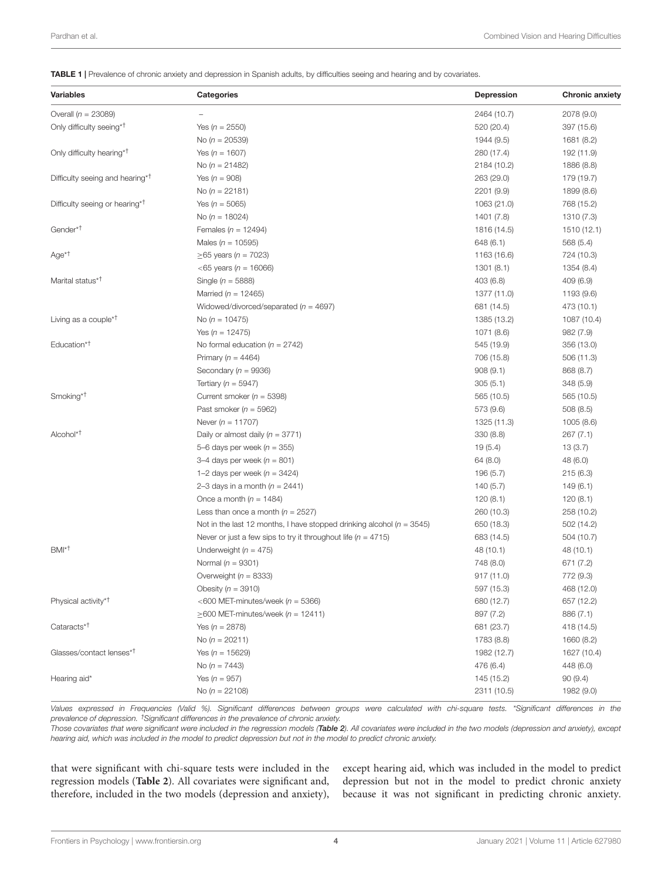**TABLE 1 |** Prevalence of chronic anxiety and depression in Spanish adults, by difficulties seeing and hearing and by covariates.

| Variables | Categories | Depression | Chronic anxiety |
|---|---|---|---|
| Overall (*n* = 23089) | – | 2464 (10.7) | 2078 (9.0) |
| Only difficulty seeing*† | Yes (*n* = 2550) | 520 (20.4) | 397 (15.6) |
| | No (*n* = 20539) | 1944 (9.5) | 1681 (8.2) |
| Only difficulty hearing*† | Yes (*n* = 1607) | 280 (17.4) | 192 (11.9) |
| | No (*n* = 21482) | 2184 (10.2) | 1886 (8.8) |
| Difficulty seeing and hearing*† | Yes (*n* = 908) | 263 (29.0) | 179 (19.7) |
| | No (*n* = 22181) | 2201 (9.9) | 1899 (8.6) |
| Difficulty seeing or hearing*† | Yes (*n* = 5065) | 1063 (21.0) | 768 (15.2) |
| | No (*n* = 18024) | 1401 (7.8) | 1310 (7.3) |
| Gender*† | Females (*n* = 12494) | 1816 (14.5) | 1510 (12.1) |
| | Males (*n* = 10595) | 648 (6.1) | 568 (5.4) |
| Age*† | ≥65 years (*n* = 7023) | 1163 (16.6) | 724 (10.3) |
| | <65 years (*n* = 16066) | 1301 (8.1) | 1354 (8.4) |
| Marital status*† | Single (*n* = 5888) | 403 (6.8) | 409 (6.9) |
| | Married (*n* = 12465) | 1377 (11.0) | 1193 (9.6) |
| | Widowed/divorced/separated (*n* = 4697) | 681 (14.5) | 473 (10.1) |
| Living as a couple*† | No (*n* = 10475) | 1385 (13.2) | 1087 (10.4) |
| | Yes (*n* = 12475) | 1071 (8.6) | 982 (7.9) |
| Education*† | No formal education (*n* = 2742) | 545 (19.9) | 356 (13.0) |
| | Primary (*n* = 4464) | 706 (15.8) | 506 (11.3) |
| | Secondary (*n* = 9936) | 908 (9.1) | 868 (8.7) |
| | Tertiary (*n* = 5947) | 305 (5.1) | 348 (5.9) |
| Smoking*† | Current smoker (*n* = 5398) | 565 (10.5) | 565 (10.5) |
| | Past smoker (*n* = 5962) | 573 (9.6) | 508 (8.5) |
| | Never (*n* = 11707) | 1325 (11.3) | 1005 (8.6) |
| Alcohol*† | Daily or almost daily (*n* = 3771) | 330 (8.8) | 267 (7.1) |
| | 5–6 days per week (*n* = 355) | 19 (5.4) | 13 (3.7) |
| | 3–4 days per week (*n* = 801) | 64 (8.0) | 48 (6.0) |
| | 1–2 days per week (*n* = 3424) | 196 (5.7) | 215 (6.3) |
| | 2–3 days in a month (*n* = 2441) | 140 (5.7) | 149 (6.1) |
| | Once a month (*n* = 1484) | 120 (8.1) | 120 (8.1) |
| | Less than once a month (*n* = 2527) | 260 (10.3) | 258 (10.2) |
| | Not in the last 12 months, I have stopped drinking alcohol (*n* = 3545) | 650 (18.3) | 502 (14.2) |
| | Never or just a few sips to try it throughout life (*n* = 4715) | 683 (14.5) | 504 (10.7) |
| BMI*† | Underweight (*n* = 475) | 48 (10.1) | 48 (10.1) |
| | Normal (*n* = 9301) | 748 (8.0) | 671 (7.2) |
| | Overweight (*n* = 8333) | 917 (11.0) | 772 (9.3) |
| | Obesity (*n* = 3910) | 597 (15.3) | 468 (12.0) |
| Physical activity*† | <600 MET-minutes/week (*n* = 5366) | 680 (12.7) | 657 (12.2) |
| | ≥600 MET-minutes/week (*n* = 12411) | 897 (7.2) | 886 (7.1) |
| Cataracts*† | Yes (*n* = 2878) | 681 (23.7) | 418 (14.5) |
| | No (*n* = 20211) | 1783 (8.8) | 1660 (8.2) |
| Glasses/contact lenses*† | Yes (*n* = 15629) | 1982 (12.7) | 1627 (10.4) |
| | No (*n* = 7443) | 476 (6.4) | 448 (6.0) |
| Hearing aid* | Yes (*n* = 957) | 145 (15.2) | 90 (9.4) |
| | No (*n* = 22108) | 2311 (10.5) | 1982 (9.0) |

*Values expressed in Frequencies (Valid %). Significant differences between groups were calculated with chi-square tests. *Significant differences in the prevalence of depression. †Significant differences in the prevalence of chronic anxiety.*

*Those covariates that were significant were included in the regression models (**Table 2**). All covariates were included in the two models (depression and anxiety), except hearing aid, which was included in the model to predict depression but not in the model to predict chronic anxiety.*

that were significant with chi-square tests were included in the regression models (**Table 2**). All covariates were significant and, therefore, included in the two models (depression and anxiety), except hearing aid, which was included in the model to predict depression but not in the model to predict chronic anxiety because it was not significant in predicting chronic anxiety.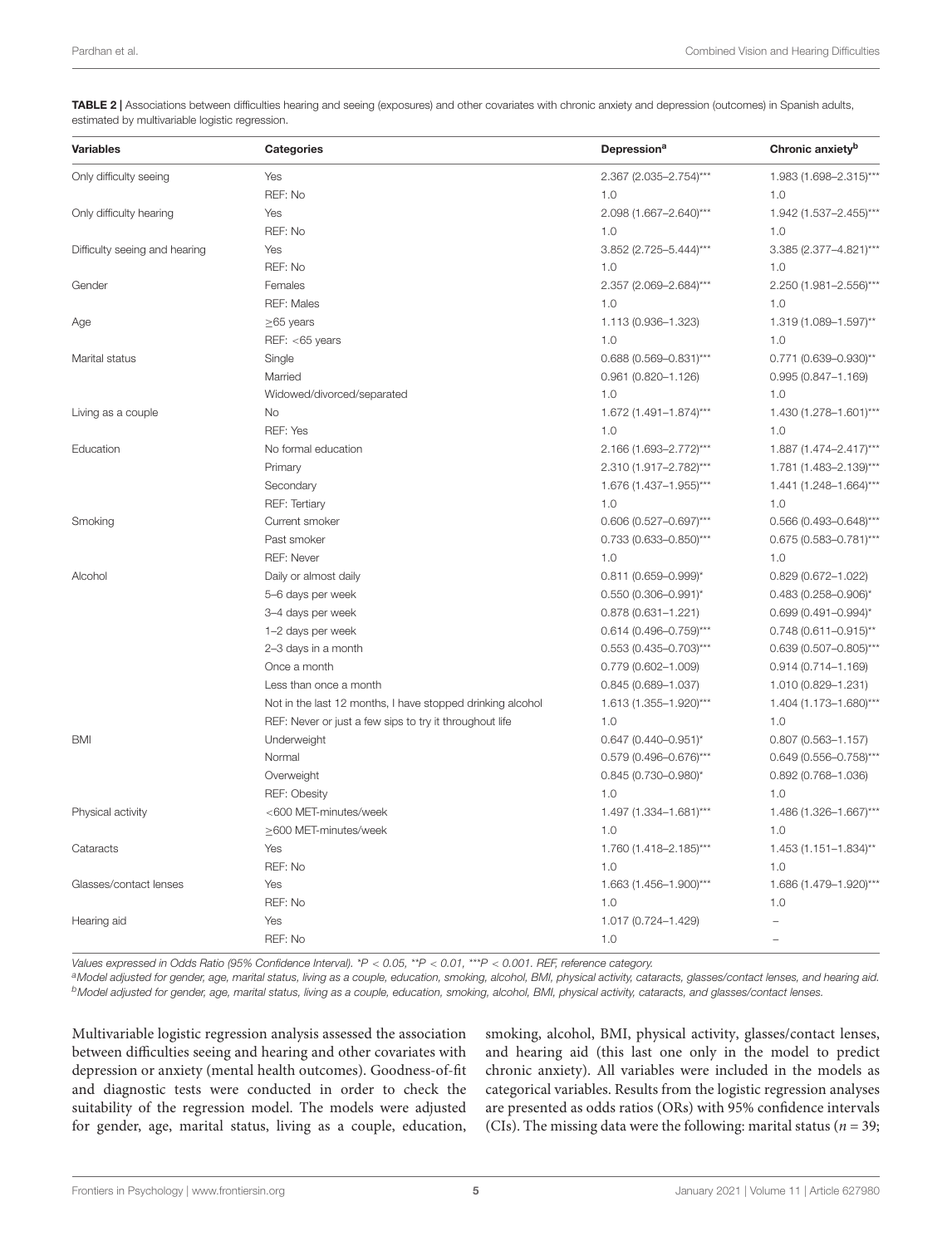**TABLE 2 |** Associations between difficulties hearing and seeing (exposures) and other covariates with chronic anxiety and depression (outcomes) in Spanish adults, estimated by multivariable logistic regression.

| Variables | Categories | Depression[a] | Chronic anxiety[b] |
|---|---|---|---|
| Only difficulty seeing | Yes | 2.367 (2.035–2.754)*** | 1.983 (1.698–2.315)*** |
| | REF: No | 1.0 | 1.0 |
| Only difficulty hearing | Yes | 2.098 (1.667–2.640)*** | 1.942 (1.537–2.455)*** |
| | REF: No | 1.0 | 1.0 |
| Difficulty seeing and hearing | Yes | 3.852 (2.725–5.444)*** | 3.385 (2.377–4.821)*** |
| | REF: No | 1.0 | 1.0 |
| Gender | Females | 2.357 (2.069–2.684)*** | 2.250 (1.981–2.556)*** |
| | REF: Males | 1.0 | 1.0 |
| Age | ≥65 years | 1.113 (0.936–1.323) | 1.319 (1.089–1.597)** |
| | REF: <65 years | 1.0 | 1.0 |
| Marital status | Single | 0.688 (0.569–0.831)*** | 0.771 (0.639–0.930)** |
| | Married | 0.961 (0.820–1.126) | 0.995 (0.847–1.169) |
| | Widowed/divorced/separated | 1.0 | 1.0 |
| Living as a couple | No | 1.672 (1.491–1.874)*** | 1.430 (1.278–1.601)*** |
| | REF: Yes | 1.0 | 1.0 |
| Education | No formal education | 2.166 (1.693–2.772)*** | 1.887 (1.474–2.417)*** |
| | Primary | 2.310 (1.917–2.782)*** | 1.781 (1.483–2.139)*** |
| | Secondary | 1.676 (1.437–1.955)*** | 1.441 (1.248–1.664)*** |
| | REF: Tertiary | 1.0 | 1.0 |
| Smoking | Current smoker | 0.606 (0.527–0.697)*** | 0.566 (0.493–0.648)*** |
| | Past smoker | 0.733 (0.633–0.850)*** | 0.675 (0.583–0.781)*** |
| | REF: Never | 1.0 | 1.0 |
| Alcohol | Daily or almost daily | 0.811 (0.659–0.999)* | 0.829 (0.672–1.022) |
| | 5–6 days per week | 0.550 (0.306–0.991)* | 0.483 (0.258–0.906)* |
| | 3–4 days per week | 0.878 (0.631–1.221) | 0.699 (0.491–0.994)* |
| | 1–2 days per week | 0.614 (0.496–0.759)*** | 0.748 (0.611–0.915)** |
| | 2–3 days in a month | 0.553 (0.435–0.703)*** | 0.639 (0.507–0.805)*** |
| | Once a month | 0.779 (0.602–1.009) | 0.914 (0.714–1.169) |
| | Less than once a month | 0.845 (0.689–1.037) | 1.010 (0.829–1.231) |
| | Not in the last 12 months, I have stopped drinking alcohol | 1.613 (1.355–1.920)*** | 1.404 (1.173–1.680)*** |
| | REF: Never or just a few sips to try it throughout life | 1.0 | 1.0 |
| BMI | Underweight | 0.647 (0.440–0.951)* | 0.807 (0.563–1.157) |
| | Normal | 0.579 (0.496–0.676)*** | 0.649 (0.556–0.758)*** |
| | Overweight | 0.845 (0.730–0.980)* | 0.892 (0.768–1.036) |
| | REF: Obesity | 1.0 | 1.0 |
| Physical activity | <600 MET-minutes/week | 1.497 (1.334–1.681)*** | 1.486 (1.326–1.667)*** |
| | ≥600 MET-minutes/week | 1.0 | 1.0 |
| Cataracts | Yes | 1.760 (1.418–2.185)*** | 1.453 (1.151–1.834)** |
| | REF: No | 1.0 | 1.0 |
| Glasses/contact lenses | Yes | 1.663 (1.456–1.900)*** | 1.686 (1.479–1.920)*** |
| | REF: No | 1.0 | 1.0 |
| Hearing aid | Yes | 1.017 (0.724–1.429) | – |
| | REF: No | 1.0 | – |

Values expressed in Odds Ratio (95% Confidence Interval). *P < 0.05, **P < 0.01, ***P < 0.001. REF, reference category.

[a]Model adjusted for gender, age, marital status, living as a couple, education, smoking, alcohol, BMI, physical activity, cataracts, glasses/contact lenses, and hearing aid.

[b]Model adjusted for gender, age, marital status, living as a couple, education, smoking, alcohol, BMI, physical activity, cataracts, and glasses/contact lenses.

Multivariable logistic regression analysis assessed the association between difficulties seeing and hearing and other covariates with depression or anxiety (mental health outcomes). Goodness-of-fit and diagnostic tests were conducted in order to check the suitability of the regression model. The models were adjusted for gender, age, marital status, living as a couple, education, smoking, alcohol, BMI, physical activity, glasses/contact lenses, and hearing aid (this last one only in the model to predict chronic anxiety). All variables were included in the models as categorical variables. Results from the logistic regression analyses are presented as odds ratios (ORs) with 95% confidence intervals (CIs). The missing data were the following: marital status ($n = 39$;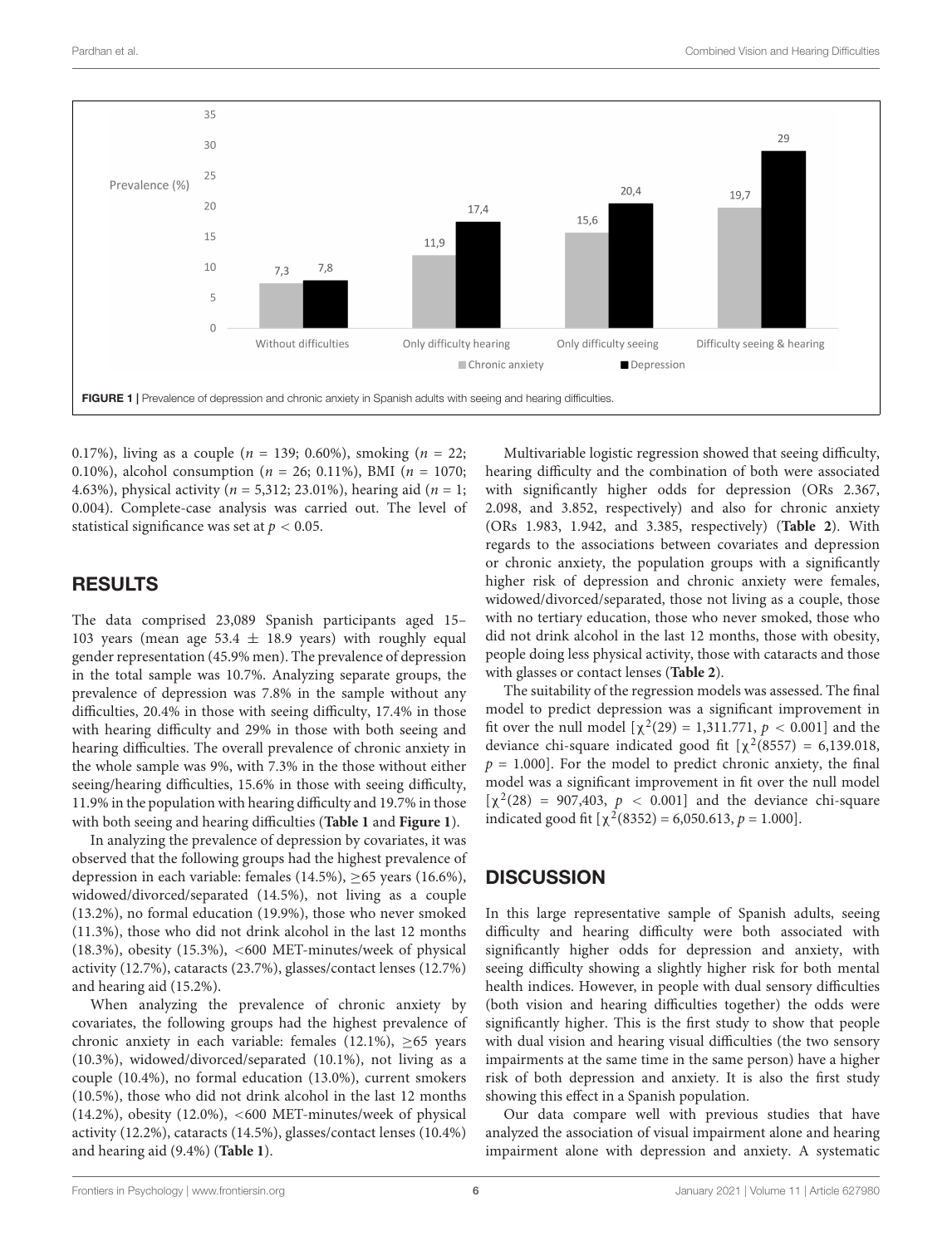FIGURE 1 | Prevalence of depression and chronic anxiety in Spanish adults with seeing and hearing difficulties.

0.17%), living as a couple ($n$ = 139; 0.60%), smoking ($n$ = 22; 0.10%), alcohol consumption ($n$ = 26; 0.11%), BMI ($n$ = 1070; 4.63%), physical activity ($n$ = 5,312; 23.01%), hearing aid ($n$ = 1; 0.004). Complete-case analysis was carried out. The level of statistical significance was set at $p < 0.05$.

## RESULTS

The data comprised 23,089 Spanish participants aged 15–103 years (mean age 53.4 ± 18.9 years) with roughly equal gender representation (45.9% men). The prevalence of depression in the total sample was 10.7%. Analyzing separate groups, the prevalence of depression was 7.8% in the sample without any difficulties, 20.4% in those with seeing difficulty, 17.4% in those with hearing difficulty and 29% in those with both seeing and hearing difficulties. The overall prevalence of chronic anxiety in the whole sample was 9%, with 7.3% in the those without either seeing/hearing difficulties, 15.6% in those with seeing difficulty, 11.9% in the population with hearing difficulty and 19.7% in those with both seeing and hearing difficulties (**Table 1** and **Figure 1**).

In analyzing the prevalence of depression by covariates, it was observed that the following groups had the highest prevalence of depression in each variable: females (14.5%), ≥65 years (16.6%), widowed/divorced/separated (14.5%), not living as a couple (13.2%), no formal education (19.9%), those who never smoked (11.3%), those who did not drink alcohol in the last 12 months (18.3%), obesity (15.3%), <600 MET-minutes/week of physical activity (12.7%), cataracts (23.7%), glasses/contact lenses (12.7%) and hearing aid (15.2%).

When analyzing the prevalence of chronic anxiety by covariates, the following groups had the highest prevalence of chronic anxiety in each variable: females (12.1%), ≥65 years (10.3%), widowed/divorced/separated (10.1%), not living as a couple (10.4%), no formal education (13.0%), current smokers (10.5%), those who did not drink alcohol in the last 12 months (14.2%), obesity (12.0%), <600 MET-minutes/week of physical activity (12.2%), cataracts (14.5%), glasses/contact lenses (10.4%) and hearing aid (9.4%) (**Table 1**).

Multivariable logistic regression showed that seeing difficulty, hearing difficulty and the combination of both were associated with significantly higher odds for depression (ORs 2.367, 2.098, and 3.852, respectively) and also for chronic anxiety (ORs 1.983, 1.942, and 3.385, respectively) (**Table 2**). With regards to the associations between covariates and depression or chronic anxiety, the population groups with a significantly higher risk of depression and chronic anxiety were females, widowed/divorced/separated, those not living as a couple, those with no tertiary education, those who never smoked, those who did not drink alcohol in the last 12 months, those with obesity, people doing less physical activity, those with cataracts and those with glasses or contact lenses (**Table 2**).

The suitability of the regression models was assessed. The final model to predict depression was a significant improvement in fit over the null model [$\chi^2(29)$ = 1,311.771, $p < 0.001$] and the deviance chi-square indicated good fit [$\chi^2(8557)$ = 6,139.018, $p$ = 1.000]. For the model to predict chronic anxiety, the final model was a significant improvement in fit over the null model [$\chi^2(28)$ = 907,403, $p < 0.001$] and the deviance chi-square indicated good fit [$\chi^2(8352)$ = 6,050.613, $p$ = 1.000].

## DISCUSSION

In this large representative sample of Spanish adults, seeing difficulty and hearing difficulty were both associated with significantly higher odds for depression and anxiety, with seeing difficulty showing a slightly higher risk for both mental health indices. However, in people with dual sensory difficulties (both vision and hearing difficulties together) the odds were significantly higher. This is the first study to show that people with dual vision and hearing visual difficulties (the two sensory impairments at the same time in the same person) have a higher risk of both depression and anxiety. It is also the first study showing this effect in a Spanish population.

Our data compare well with previous studies that have analyzed the association of visual impairment alone and hearing impairment alone with depression and anxiety. A systematic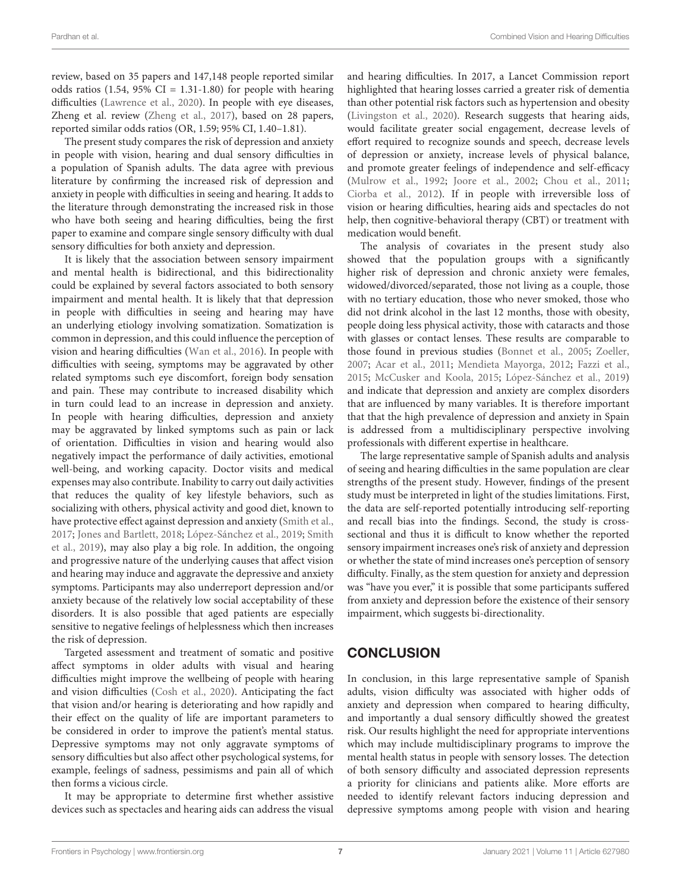review, based on 35 papers and 147,148 people reported similar odds ratios (1.54, 95% CI = 1.31-1.80) for people with hearing difficulties (Lawrence et al., 2020). In people with eye diseases, Zheng et al. review (Zheng et al., 2017), based on 28 papers, reported similar odds ratios (OR, 1.59; 95% CI, 1.40–1.81).

The present study compares the risk of depression and anxiety in people with vision, hearing and dual sensory difficulties in a population of Spanish adults. The data agree with previous literature by confirming the increased risk of depression and anxiety in people with difficulties in seeing and hearing. It adds to the literature through demonstrating the increased risk in those who have both seeing and hearing difficulties, being the first paper to examine and compare single sensory difficulty with dual sensory difficulties for both anxiety and depression.

It is likely that the association between sensory impairment and mental health is bidirectional, and this bidirectionality could be explained by several factors associated to both sensory impairment and mental health. It is likely that that depression in people with difficulties in seeing and hearing may have an underlying etiology involving somatization. Somatization is common in depression, and this could influence the perception of vision and hearing difficulties (Wan et al., 2016). In people with difficulties with seeing, symptoms may be aggravated by other related symptoms such eye discomfort, foreign body sensation and pain. These may contribute to increased disability which in turn could lead to an increase in depression and anxiety. In people with hearing difficulties, depression and anxiety may be aggravated by linked symptoms such as pain or lack of orientation. Difficulties in vision and hearing would also negatively impact the performance of daily activities, emotional well-being, and working capacity. Doctor visits and medical expenses may also contribute. Inability to carry out daily activities that reduces the quality of key lifestyle behaviors, such as socializing with others, physical activity and good diet, known to have protective effect against depression and anxiety (Smith et al., 2017; Jones and Bartlett, 2018; López-Sánchez et al., 2019; Smith et al., 2019), may also play a big role. In addition, the ongoing and progressive nature of the underlying causes that affect vision and hearing may induce and aggravate the depressive and anxiety symptoms. Participants may also underreport depression and/or anxiety because of the relatively low social acceptability of these disorders. It is also possible that aged patients are especially sensitive to negative feelings of helplessness which then increases the risk of depression.

Targeted assessment and treatment of somatic and positive affect symptoms in older adults with visual and hearing difficulties might improve the wellbeing of people with hearing and vision difficulties (Cosh et al., 2020). Anticipating the fact that vision and/or hearing is deteriorating and how rapidly and their effect on the quality of life are important parameters to be considered in order to improve the patient's mental status. Depressive symptoms may not only aggravate symptoms of sensory difficulties but also affect other psychological systems, for example, feelings of sadness, pessimisms and pain all of which then forms a vicious circle.

It may be appropriate to determine first whether assistive devices such as spectacles and hearing aids can address the visual and hearing difficulties. In 2017, a Lancet Commission report highlighted that hearing losses carried a greater risk of dementia than other potential risk factors such as hypertension and obesity (Livingston et al., 2020). Research suggests that hearing aids, would facilitate greater social engagement, decrease levels of effort required to recognize sounds and speech, decrease levels of depression or anxiety, increase levels of physical balance, and promote greater feelings of independence and self-efficacy (Mulrow et al., 1992; Joore et al., 2002; Chou et al., 2011; Ciorba et al., 2012). If in people with irreversible loss of vision or hearing difficulties, hearing aids and spectacles do not help, then cognitive-behavioral therapy (CBT) or treatment with medication would benefit.

The analysis of covariates in the present study also showed that the population groups with a significantly higher risk of depression and chronic anxiety were females, widowed/divorced/separated, those not living as a couple, those with no tertiary education, those who never smoked, those who did not drink alcohol in the last 12 months, those with obesity, people doing less physical activity, those with cataracts and those with glasses or contact lenses. These results are comparable to those found in previous studies (Bonnet et al., 2005; Zoeller, 2007; Acar et al., 2011; Mendieta Mayorga, 2012; Fazzi et al., 2015; McCusker and Koola, 2015; López-Sánchez et al., 2019) and indicate that depression and anxiety are complex disorders that are influenced by many variables. It is therefore important that that the high prevalence of depression and anxiety in Spain is addressed from a multidisciplinary perspective involving professionals with different expertise in healthcare.

The large representative sample of Spanish adults and analysis of seeing and hearing difficulties in the same population are clear strengths of the present study. However, findings of the present study must be interpreted in light of the studies limitations. First, the data are self-reported potentially introducing self-reporting and recall bias into the findings. Second, the study is cross-sectional and thus it is difficult to know whether the reported sensory impairment increases one's risk of anxiety and depression or whether the state of mind increases one's perception of sensory difficulty. Finally, as the stem question for anxiety and depression was "have you ever," it is possible that some participants suffered from anxiety and depression before the existence of their sensory impairment, which suggests bi-directionality.

## CONCLUSION

In conclusion, in this large representative sample of Spanish adults, vision difficulty was associated with higher odds of anxiety and depression when compared to hearing difficulty, and importantly a dual sensory difficultly showed the greatest risk. Our results highlight the need for appropriate interventions which may include multidisciplinary programs to improve the mental health status in people with sensory losses. The detection of both sensory difficulty and associated depression represents a priority for clinicians and patients alike. More efforts are needed to identify relevant factors inducing depression and depressive symptoms among people with vision and hearing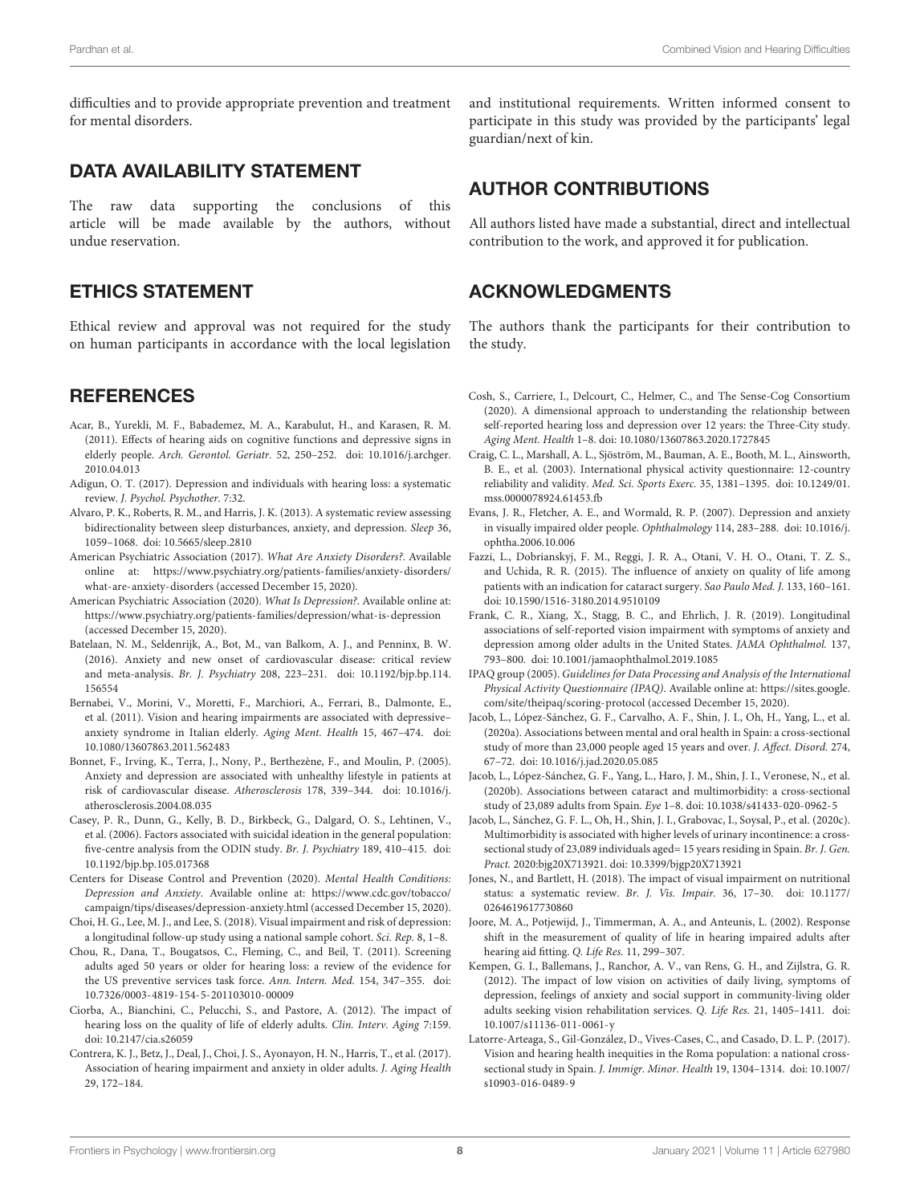difficulties and to provide appropriate prevention and treatment for mental disorders.

## DATA AVAILABILITY STATEMENT

The raw data supporting the conclusions of this article will be made available by the authors, without undue reservation.

## ETHICS STATEMENT

Ethical review and approval was not required for the study on human participants in accordance with the local legislation and institutional requirements. Written informed consent to participate in this study was provided by the participants' legal guardian/next of kin.

## AUTHOR CONTRIBUTIONS

All authors listed have made a substantial, direct and intellectual contribution to the work, and approved it for publication.

## ACKNOWLEDGMENTS

The authors thank the participants for their contribution to the study.

## REFERENCES

Acar, B., Yurekli, M. F., Babademez, M. A., Karabulut, H., and Karasen, R. M. (2011). Effects of hearing aids on cognitive functions and depressive signs in elderly people. *Arch. Gerontol. Geriatr*. 52, 250–252. doi: 10.1016/j.archger.2010.04.013

Adigun, O. T. (2017). Depression and individuals with hearing loss: a systematic review. *J. Psychol. Psychother*. 7:32.

Alvaro, P. K., Roberts, R. M., and Harris, J. K. (2013). A systematic review assessing bidirectionality between sleep disturbances, anxiety, and depression. *Sleep* 36, 1059–1068. doi: 10.5665/sleep.2810

American Psychiatric Association (2017). *What Are Anxiety Disorders?*. Available online at: https://www.psychiatry.org/patients-families/anxiety-disorders/what-are-anxiety-disorders (accessed December 15, 2020).

American Psychiatric Association (2020). *What Is Depression?*. Available online at: https://www.psychiatry.org/patients-families/depression/what-is-depression (accessed December 15, 2020).

Batelaan, N. M., Seldenrijk, A., Bot, M., van Balkom, A. J., and Penninx, B. W. (2016). Anxiety and new onset of cardiovascular disease: critical review and meta-analysis. *Br. J. Psychiatry* 208, 223–231. doi: 10.1192/bjp.bp.114.156554

Bernabei, V., Morini, V., Moretti, F., Marchiori, A., Ferrari, B., Dalmonte, E., et al. (2011). Vision and hearing impairments are associated with depressive–anxiety syndrome in Italian elderly. *Aging Ment. Health* 15, 467–474. doi: 10.1080/13607863.2011.562483

Bonnet, F., Irving, K., Terra, J., Nony, P., Berthezène, F., and Moulin, P. (2005). Anxiety and depression are associated with unhealthy lifestyle in patients at risk of cardiovascular disease. *Atherosclerosis* 178, 339–344. doi: 10.1016/j.atherosclerosis.2004.08.035

Casey, P. R., Dunn, G., Kelly, B. D., Birkbeck, G., Dalgard, O. S., Lehtinen, V., et al. (2006). Factors associated with suicidal ideation in the general population: five-centre analysis from the ODIN study. *Br. J. Psychiatry* 189, 410–415. doi: 10.1192/bjp.bp.105.017368

Centers for Disease Control and Prevention (2020). *Mental Health Conditions: Depression and Anxiety*. Available online at: https://www.cdc.gov/tobacco/campaign/tips/diseases/depression-anxiety.html (accessed December 15, 2020).

Choi, H. G., Lee, M. J., and Lee, S. (2018). Visual impairment and risk of depression: a longitudinal follow-up study using a national sample cohort. *Sci. Rep.* 8, 1–8.

Chou, R., Dana, T., Bougatsos, C., Fleming, C., and Beil, T. (2011). Screening adults aged 50 years or older for hearing loss: a review of the evidence for the US preventive services task force. *Ann. Intern. Med*. 154, 347–355. doi: 10.7326/0003-4819-154-5-201103010-00009

Ciorba, A., Bianchini, C., Pelucchi, S., and Pastore, A. (2012). The impact of hearing loss on the quality of life of elderly adults. *Clin. Interv. Aging* 7:159. doi: 10.2147/cia.s26059

Contrera, K. J., Betz, J., Deal, J., Choi, J. S., Ayonayon, H. N., Harris, T., et al. (2017). Association of hearing impairment and anxiety in older adults. *J. Aging Health* 29, 172–184.

Cosh, S., Carriere, I., Delcourt, C., Helmer, C., and The Sense-Cog Consortium (2020). A dimensional approach to understanding the relationship between self-reported hearing loss and depression over 12 years: the Three-City study. *Aging Ment. Health* 1–8. doi: 10.1080/13607863.2020.1727845

Craig, C. L., Marshall, A. L., Sjöström, M., Bauman, A. E., Booth, M. L., Ainsworth, B. E., et al. (2003). International physical activity questionnaire: 12-country reliability and validity. *Med. Sci. Sports Exerc.* 35, 1381–1395. doi: 10.1249/01.mss.0000078924.61453.fb

Evans, J. R., Fletcher, A. E., and Wormald, R. P. (2007). Depression and anxiety in visually impaired older people. *Ophthalmology* 114, 283–288. doi: 10.1016/j.ophtha.2006.10.006

Fazzi, L., Dobrianskyj, F. M., Reggi, J. R. A., Otani, V. H. O., Otani, T. Z. S., and Uchida, R. R. (2015). The influence of anxiety on quality of life among patients with an indication for cataract surgery. *Sao Paulo Med. J.* 133, 160–161. doi: 10.1590/1516-3180.2014.9510109

Frank, C. R., Xiang, X., Stagg, B. C., and Ehrlich, J. R. (2019). Longitudinal associations of self-reported vision impairment with symptoms of anxiety and depression among older adults in the United States. *JAMA Ophthalmol.* 137, 793–800. doi: 10.1001/jamaophthalmol.2019.1085

IPAQ group (2005). *Guidelines for Data Processing and Analysis of the International Physical Activity Questionnaire (IPAQ)*. Available online at: https://sites.google.com/site/theipaq/scoring-protocol (accessed December 15, 2020).

Jacob, L., López-Sánchez, G. F., Carvalho, A. F., Shin, J. I., Oh, H., Yang, L., et al. (2020a). Associations between mental and oral health in Spain: a cross-sectional study of more than 23,000 people aged 15 years and over. *J. Affect. Disord.* 274, 67–72. doi: 10.1016/j.jad.2020.05.085

Jacob, L., López-Sánchez, G. F., Yang, L., Haro, J. M., Shin, J. I., Veronese, N., et al. (2020b). Associations between cataract and multimorbidity: a cross-sectional study of 23,089 adults from Spain. *Eye* 1–8. doi: 10.1038/s41433-020-0962-5

Jacob, L., Sánchez, G. F. L., Oh, H., Shin, J. I., Grabovac, I., Soysal, P., et al. (2020c). Multimorbidity is associated with higher levels of urinary incontinence: a cross-sectional study of 23,089 individuals aged= 15 years residing in Spain. *Br. J. Gen. Pract.* 2020:bjg20X713921. doi: 10.3399/bjgp20X713921

Jones, N., and Bartlett, H. (2018). The impact of visual impairment on nutritional status: a systematic review. *Br. J. Vis. Impair.* 36, 17–30. doi: 10.1177/0264619617730860

Joore, M. A., Potjewijd, J., Timmerman, A. A., and Anteunis, L. (2002). Response shift in the measurement of quality of life in hearing impaired adults after hearing aid fitting. *Q. Life Res.* 11, 299–307.

Kempen, G. I., Ballemans, J., Ranchor, A. V., van Rens, G. H., and Zijlstra, G. R. (2012). The impact of low vision on activities of daily living, symptoms of depression, feelings of anxiety and social support in community-living older adults seeking vision rehabilitation services. *Q. Life Res.* 21, 1405–1411. doi: 10.1007/s11136-011-0061-y

Latorre-Arteaga, S., Gil-González, D., Vives-Cases, C., and Casado, D. L. P. (2017). Vision and hearing health inequities in the Roma population: a national cross-sectional study in Spain. *J. Immigr. Minor. Health* 19, 1304–1314. doi: 10.1007/s10903-016-0489-9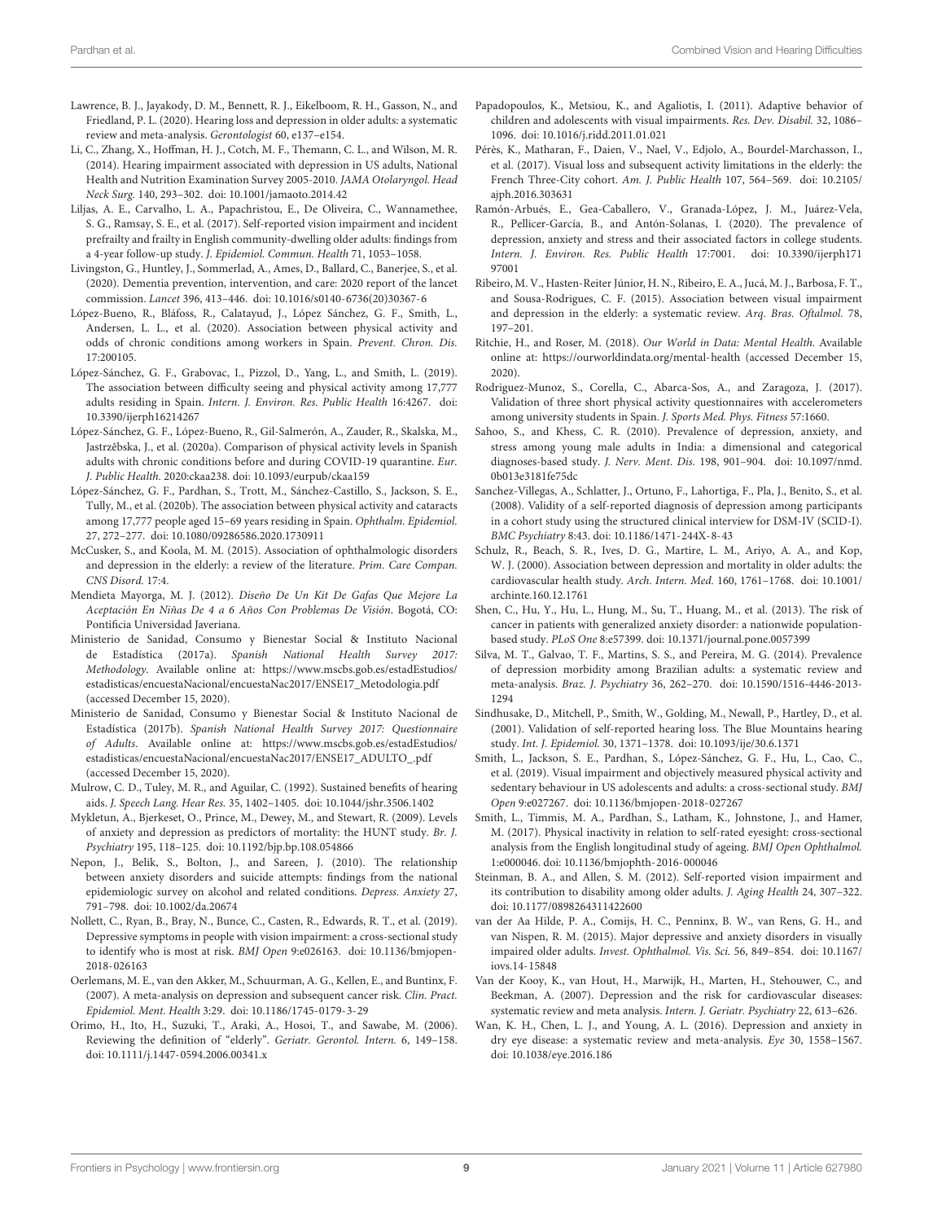Lawrence, B. J., Jayakody, D. M., Bennett, R. J., Eikelboom, R. H., Gasson, N., and Friedland, P. L. (2020). Hearing loss and depression in older adults: a systematic review and meta-analysis. *Gerontologist* 60, e137–e154.

Li, C., Zhang, X., Hoffman, H. J., Cotch, M. F., Themann, C. L., and Wilson, M. R. (2014). Hearing impairment associated with depression in US adults, National Health and Nutrition Examination Survey 2005-2010. *JAMA Otolaryngol. Head Neck Surg.* 140, 293–302. doi: 10.1001/jamaoto.2014.42

Liljas, A. E., Carvalho, L. A., Papachristou, E., De Oliveira, C., Wannamethee, S. G., Ramsay, S. E., et al. (2017). Self-reported vision impairment and incident prefrailty and frailty in English community-dwelling older adults: findings from a 4-year follow-up study. *J. Epidemiol. Commun. Health* 71, 1053–1058.

Livingston, G., Huntley, J., Sommerlad, A., Ames, D., Ballard, C., Banerjee, S., et al. (2020). Dementia prevention, intervention, and care: 2020 report of the lancet commission. *Lancet* 396, 413–446. doi: 10.1016/s0140-6736(20)30367-6

López-Bueno, R., Bláfoss, R., Calatayud, J., López Sánchez, G. F., Smith, L., Andersen, L. L., et al. (2020). Association between physical activity and odds of chronic conditions among workers in Spain. *Prevent. Chron. Dis.* 17:200105.

López-Sánchez, G. F., Grabovac, I., Pizzol, D., Yang, L., and Smith, L. (2019). The association between difficulty seeing and physical activity among 17,777 adults residing in Spain. *Intern. J. Environ. Res. Public Health* 16:4267. doi: 10.3390/ijerph16214267

López-Sánchez, G. F., López-Bueno, R., Gil-Salmerón, A., Zauder, R., Skalska, M., Jastrzêbska, J., et al. (2020a). Comparison of physical activity levels in Spanish adults with chronic conditions before and during COVID-19 quarantine. *Eur. J. Public Health.* 2020:ckaa238. doi: 10.1093/eurpub/ckaa159

López-Sánchez, G. F., Pardhan, S., Trott, M., Sánchez-Castillo, S., Jackson, S. E., Tully, M., et al. (2020b). The association between physical activity and cataracts among 17,777 people aged 15–69 years residing in Spain. *Ophthalm. Epidemiol.* 27, 272–277. doi: 10.1080/09286586.2020.1730911

McCusker, S., and Koola, M. M. (2015). Association of ophthalmologic disorders and depression in the elderly: a review of the literature. *Prim. Care Compan. CNS Disord.* 17:4.

Mendieta Mayorga, M. J. (2012). *Diseño De Un Kit De Gafas Que Mejore La Aceptación En Niñas De 4 a 6 Años Con Problemas De Visión*. Bogotá, CO: Pontificia Universidad Javeriana.

Ministerio de Sanidad, Consumo y Bienestar Social & Instituto Nacional de Estadística (2017a). *Spanish National Health Survey 2017: Methodology*. Available online at: https://www.mscbs.gob.es/estadEstudios/estadisticas/encuestaNacional/encuestaNac2017/ENSE17_Metodologia.pdf (accessed December 15, 2020).

Ministerio de Sanidad, Consumo y Bienestar Social & Instituto Nacional de Estadística (2017b). *Spanish National Health Survey 2017: Questionnaire of Adults*. Available online at: https://www.mscbs.gob.es/estadEstudios/estadisticas/encuestaNacional/encuestaNac2017/ENSE17_ADULTO_.pdf (accessed December 15, 2020).

Mulrow, C. D., Tuley, M. R., and Aguilar, C. (1992). Sustained benefits of hearing aids. *J. Speech Lang. Hear Res.* 35, 1402–1405. doi: 10.1044/jshr.3506.1402

Mykletun, A., Bjerkeset, O., Prince, M., Dewey, M., and Stewart, R. (2009). Levels of anxiety and depression as predictors of mortality: the HUNT study. *Br. J. Psychiatry* 195, 118–125. doi: 10.1192/bjp.bp.108.054866

Nepon, J., Belik, S., Bolton, J., and Sareen, J. (2010). The relationship between anxiety disorders and suicide attempts: findings from the national epidemiologic survey on alcohol and related conditions. *Depress. Anxiety* 27, 791–798. doi: 10.1002/da.20674

Nollett, C., Ryan, B., Bray, N., Bunce, C., Casten, R., Edwards, R. T., et al. (2019). Depressive symptoms in people with vision impairment: a cross-sectional study to identify who is most at risk. *BMJ Open* 9:e026163. doi: 10.1136/bmjopen-2018-026163

Oerlemans, M. E., van den Akker, M., Schuurman, A. G., Kellen, E., and Buntinx, F. (2007). A meta-analysis on depression and subsequent cancer risk. *Clin. Pract. Epidemiol. Ment. Health* 3:29. doi: 10.1186/1745-0179-3-29

Orimo, H., Ito, H., Suzuki, T., Araki, A., Hosoi, T., and Sawabe, M. (2006). Reviewing the definition of "elderly". *Geriatr. Gerontol. Intern.* 6, 149–158. doi: 10.1111/j.1447-0594.2006.00341.x

Papadopoulos, K., Metsiou, K., and Agaliotis, I. (2011). Adaptive behavior of children and adolescents with visual impairments. *Res. Dev. Disabil.* 32, 1086–1096. doi: 10.1016/j.ridd.2011.01.021

Pérès, K., Matharan, F., Daien, V., Nael, V., Edjolo, A., Bourdel-Marchasson, I., et al. (2017). Visual loss and subsequent activity limitations in the elderly: the French Three-City cohort. *Am. J. Public Health* 107, 564–569. doi: 10.2105/ajph.2016.303631

Ramón-Arbués, E., Gea-Caballero, V., Granada-López, J. M., Juárez-Vela, R., Pellicer-García, B., and Antón-Solanas, I. (2020). The prevalence of depression, anxiety and stress and their associated factors in college students. *Intern. J. Environ. Res. Public Health* 17:7001. doi: 10.3390/ijerph17197001

Ribeiro, M. V., Hasten-Reiter Júnior, H. N., Ribeiro, E. A., Jucá, M. J., Barbosa, F. T., and Sousa-Rodrigues, C. F. (2015). Association between visual impairment and depression in the elderly: a systematic review. *Arq. Bras. Oftalmol.* 78, 197–201.

Ritchie, H., and Roser, M. (2018). *Our World in Data: Mental Health*. Available online at: https://ourworldindata.org/mental-health (accessed December 15, 2020).

Rodriguez-Munoz, S., Corella, C., Abarca-Sos, A., and Zaragoza, J. (2017). Validation of three short physical activity questionnaires with accelerometers among university students in Spain. *J. Sports Med. Phys. Fitness* 57:1660.

Sahoo, S., and Khess, C. R. (2010). Prevalence of depression, anxiety, and stress among young male adults in India: a dimensional and categorical diagnoses-based study. *J. Nerv. Ment. Dis.* 198, 901–904. doi: 10.1097/nmd.0b013e3181fe75dc

Sanchez-Villegas, A., Schlatter, J., Ortuno, F., Lahortiga, F., Pla, J., Benito, S., et al. (2008). Validity of a self-reported diagnosis of depression among participants in a cohort study using the structured clinical interview for DSM-IV (SCID-I). *BMC Psychiatry* 8:43. doi: 10.1186/1471-244X-8-43

Schulz, R., Beach, S. R., Ives, D. G., Martire, L. M., Ariyo, A. A., and Kop, W. J. (2000). Association between depression and mortality in older adults: the cardiovascular health study. *Arch. Intern. Med.* 160, 1761–1768. doi: 10.1001/archinte.160.12.1761

Shen, C., Hu, Y., Hu, L., Hung, M., Su, T., Huang, M., et al. (2013). The risk of cancer in patients with generalized anxiety disorder: a nationwide population-based study. *PLoS One* 8:e57399. doi: 10.1371/journal.pone.0057399

Silva, M. T., Galvao, T. F., Martins, S. S., and Pereira, M. G. (2014). Prevalence of depression morbidity among Brazilian adults: a systematic review and meta-analysis. *Braz. J. Psychiatry* 36, 262–270. doi: 10.1590/1516-4446-2013-1294

Sindhusake, D., Mitchell, P., Smith, W., Golding, M., Newall, P., Hartley, D., et al. (2001). Validation of self-reported hearing loss. The Blue Mountains hearing study. *Int. J. Epidemiol.* 30, 1371–1378. doi: 10.1093/ije/30.6.1371

Smith, L., Jackson, S. E., Pardhan, S., López-Sánchez, G. F., Hu, L., Cao, C., et al. (2019). Visual impairment and objectively measured physical activity and sedentary behaviour in US adolescents and adults: a cross-sectional study. *BMJ Open* 9:e027267. doi: 10.1136/bmjopen-2018-027267

Smith, L., Timmis, M. A., Pardhan, S., Latham, K., Johnstone, J., and Hamer, M. (2017). Physical inactivity in relation to self-rated eyesight: cross-sectional analysis from the English longitudinal study of ageing. *BMJ Open Ophthalmol.* 1:e000046. doi: 10.1136/bmjophth-2016-000046

Steinman, B. A., and Allen, S. M. (2012). Self-reported vision impairment and its contribution to disability among older adults. *J. Aging Health* 24, 307–322. doi: 10.1177/0898264311422600

van der Aa Hilde, P. A., Comijs, H. C., Penninx, B. W., van Rens, G. H., and van Nispen, R. M. (2015). Major depressive and anxiety disorders in visually impaired older adults. *Invest. Ophthalmol. Vis. Sci.* 56, 849–854. doi: 10.1167/iovs.14-15848

Van der Kooy, K., van Hout, H., Marwijk, H., Marten, H., Stehouwer, C., and Beekman, A. (2007). Depression and the risk for cardiovascular diseases: systematic review and meta analysis. *Intern. J. Geriatr. Psychiatry* 22, 613–626.

Wan, K. H., Chen, L. J., and Young, A. L. (2016). Depression and anxiety in dry eye disease: a systematic review and meta-analysis. *Eye* 30, 1558–1567. doi: 10.1038/eye.2016.186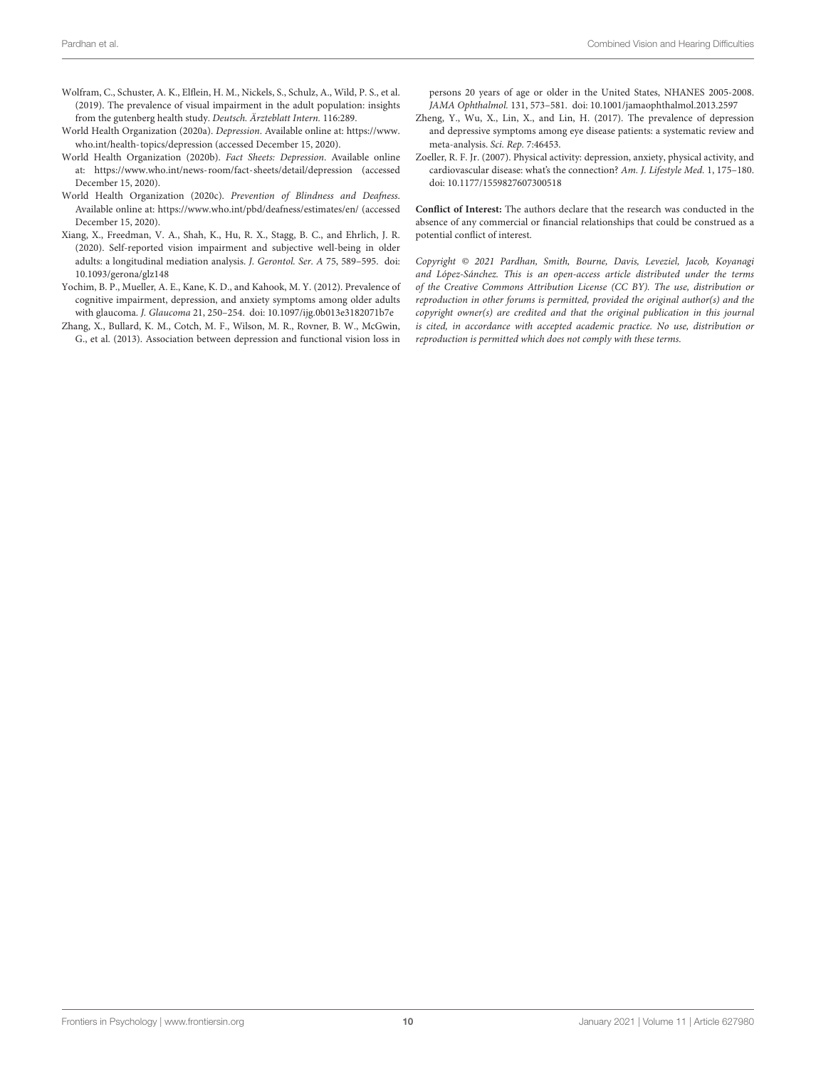Wolfram, C., Schuster, A. K., Elflein, H. M., Nickels, S., Schulz, A., Wild, P. S., et al. (2019). The prevalence of visual impairment in the adult population: insights from the gutenberg health study. *Deutsch. Ärzteblatt Intern.* 116:289.

World Health Organization (2020a). *Depression*. Available online at: https://www.who.int/health-topics/depression (accessed December 15, 2020).

World Health Organization (2020b). *Fact Sheets: Depression*. Available online at: https://www.who.int/news-room/fact-sheets/detail/depression (accessed December 15, 2020).

World Health Organization (2020c). *Prevention of Blindness and Deafness*. Available online at: https://www.who.int/pbd/deafness/estimates/en/ (accessed December 15, 2020).

Xiang, X., Freedman, V. A., Shah, K., Hu, R. X., Stagg, B. C., and Ehrlich, J. R. (2020). Self-reported vision impairment and subjective well-being in older adults: a longitudinal mediation analysis. *J. Gerontol. Ser. A* 75, 589–595. doi: 10.1093/gerona/glz148

Yochim, B. P., Mueller, A. E., Kane, K. D., and Kahook, M. Y. (2012). Prevalence of cognitive impairment, depression, and anxiety symptoms among older adults with glaucoma. *J. Glaucoma* 21, 250–254. doi: 10.1097/ijg.0b013e3182071b7e

Zhang, X., Bullard, K. M., Cotch, M. F., Wilson, M. R., Rovner, B. W., McGwin, G., et al. (2013). Association between depression and functional vision loss in persons 20 years of age or older in the United States, NHANES 2005-2008. *JAMA Ophthalmol.* 131, 573–581. doi: 10.1001/jamaophthalmol.2013.2597

Zheng, Y., Wu, X., Lin, X., and Lin, H. (2017). The prevalence of depression and depressive symptoms among eye disease patients: a systematic review and meta-analysis. *Sci. Rep.* 7:46453.

Zoeller, R. F. Jr. (2007). Physical activity: depression, anxiety, physical activity, and cardiovascular disease: what's the connection? *Am. J. Lifestyle Med.* 1, 175–180. doi: 10.1177/1559827607300518

**Conflict of Interest:** The authors declare that the research was conducted in the absence of any commercial or financial relationships that could be construed as a potential conflict of interest.

*Copyright © 2021 Pardhan, Smith, Bourne, Davis, Leveziel, Jacob, Koyanagi and López-Sánchez. This is an open-access article distributed under the terms of the Creative Commons Attribution License (CC BY). The use, distribution or reproduction in other forums is permitted, provided the original author(s) and the copyright owner(s) are credited and that the original publication in this journal is cited, in accordance with accepted academic practice. No use, distribution or reproduction is permitted which does not comply with these terms.*